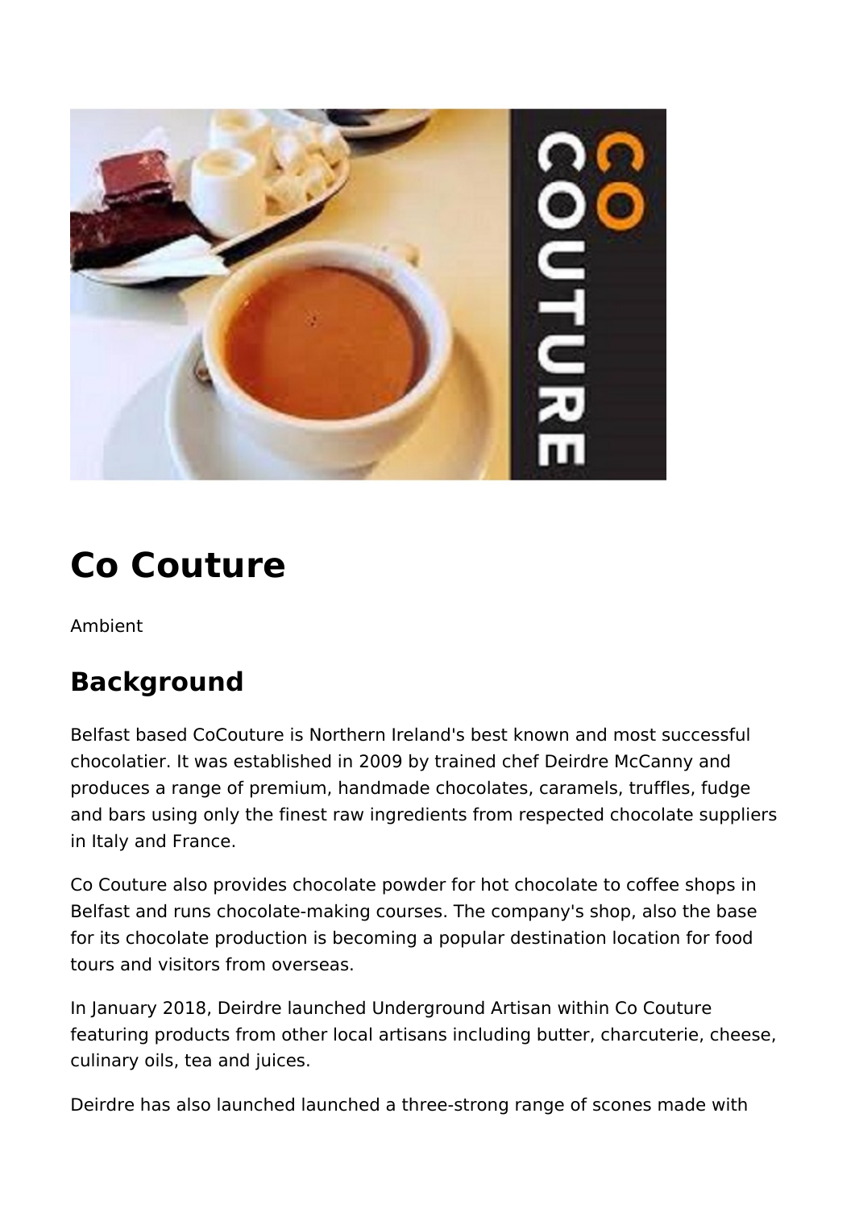# Co Couture

Ambient

## Background

Belfast based CoCouture is Northern Ireland's best known and most successful chocolatier. It was established in 2009 by trained chef Deirdre McCanny and produces a range of premium, handmade chocolates, caramels, truffles, fudge and bars using only the finest raw ingredients from respected chocolate suppliers in Italy and France.

Co Couture also provides chocolate powder for hot chocolate to coffee shops in Belfast and runs chocolate-making courses. The company's shop, also the base for its chocolate production is becoming a popular destination location for food tours and visitors from overseas.

In January 2018, Deirdre launched Underground Artisan within Co Couture featuring products from other local artisans including butter, charcuterie, cheese, culinary oils, tea and juices.

Deirdre has also launched launched a three-strong range of scones made with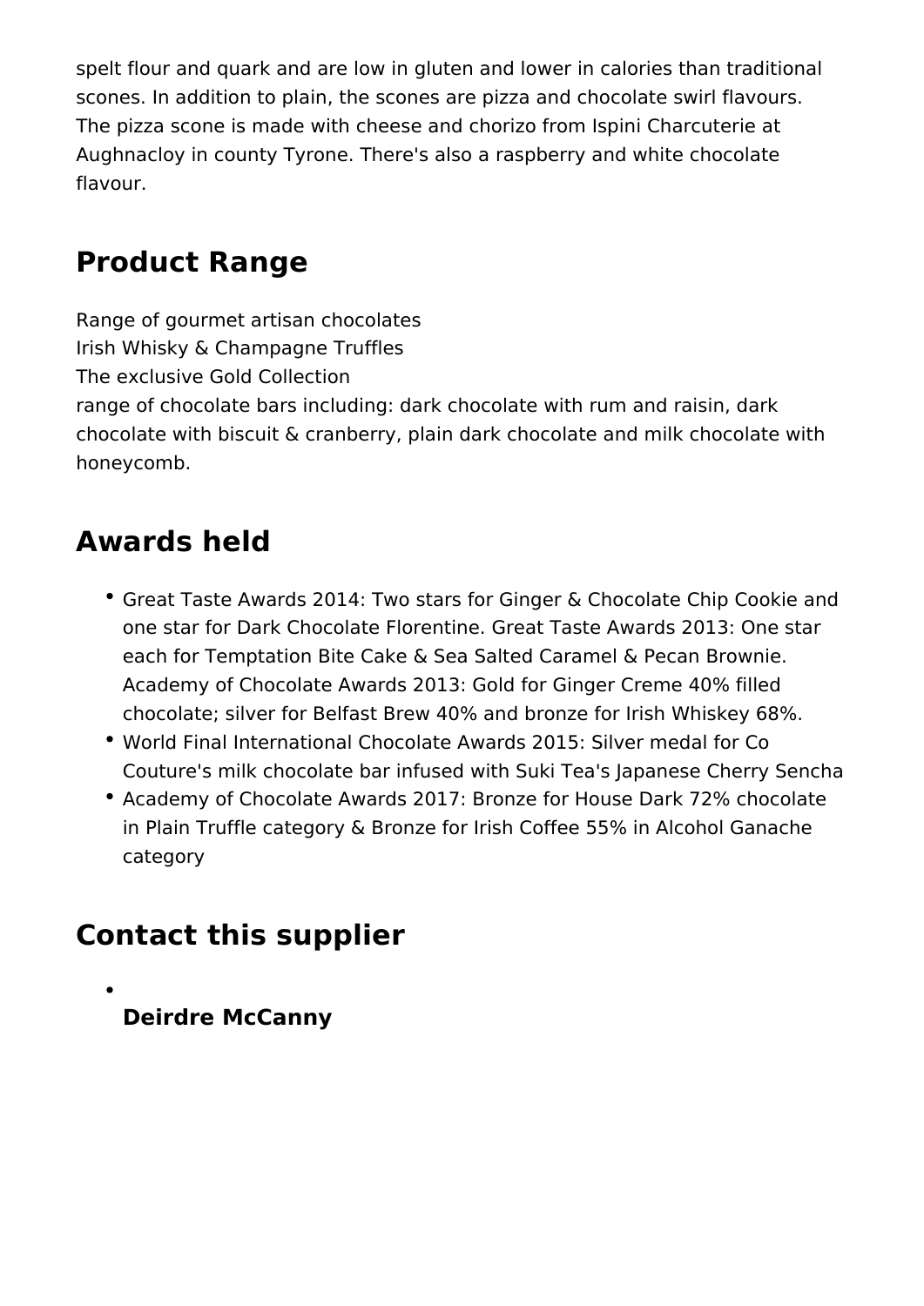spelt flour and quark and are low in gluten and lower in calories than traditional scones. In addition to plain, the scones are pizza and chocolate swirl flavours. The pizza scone is made with cheese and chorizo from Ispini Charcuterie at Aughnacloy in county Tyrone. There's also a raspberry and white chocolate flavour.

## Product Range

Range of gourmet artisan chocolates
Irish Whisky & Champagne Truffles
The exclusive Gold Collection
range of chocolate bars including: dark chocolate with rum and raisin, dark chocolate with biscuit & cranberry, plain dark chocolate and milk chocolate with honeycomb.

## Awards held

- Great Taste Awards 2014: Two stars for Ginger & Chocolate Chip Cookie and one star for Dark Chocolate Florentine. Great Taste Awards 2013: One star each for Temptation Bite Cake & Sea Salted Caramel & Pecan Brownie. Academy of Chocolate Awards 2013: Gold for Ginger Creme 40% filled chocolate; silver for Belfast Brew 40% and bronze for Irish Whiskey 68%.
- World Final International Chocolate Awards 2015: Silver medal for Co Couture's milk chocolate bar infused with Suki Tea's Japanese Cherry Sencha
- Academy of Chocolate Awards 2017: Bronze for House Dark 72% chocolate in Plain Truffle category & Bronze for Irish Coffee 55% in Alcohol Ganache category

## Contact this supplier

- **Deirdre McCanny**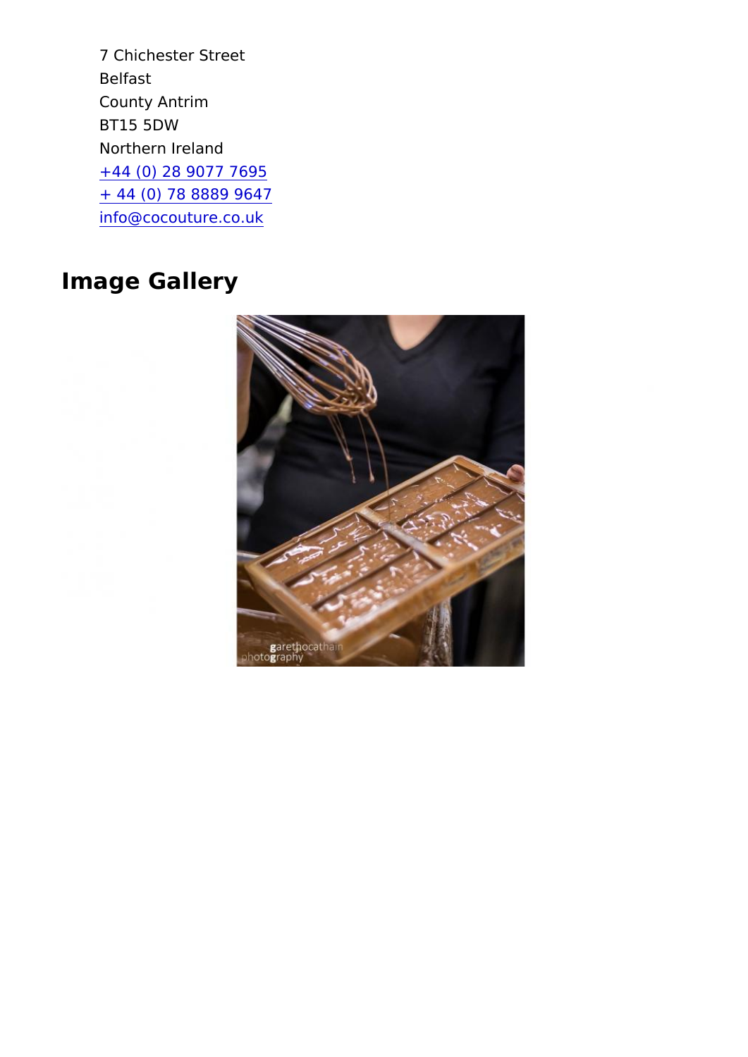7 Chichester Street
Belfast
County Antrim
BT15 5DW
Northern Ireland
[+44 (0) 28 9077 7695](tel:+442890777695)
[+ 44 (0) 78 8889 9647](tel:+447888899647)
[info@cocouture.co.uk](mailto:info@cocouture.co.uk)

## Image Gallery